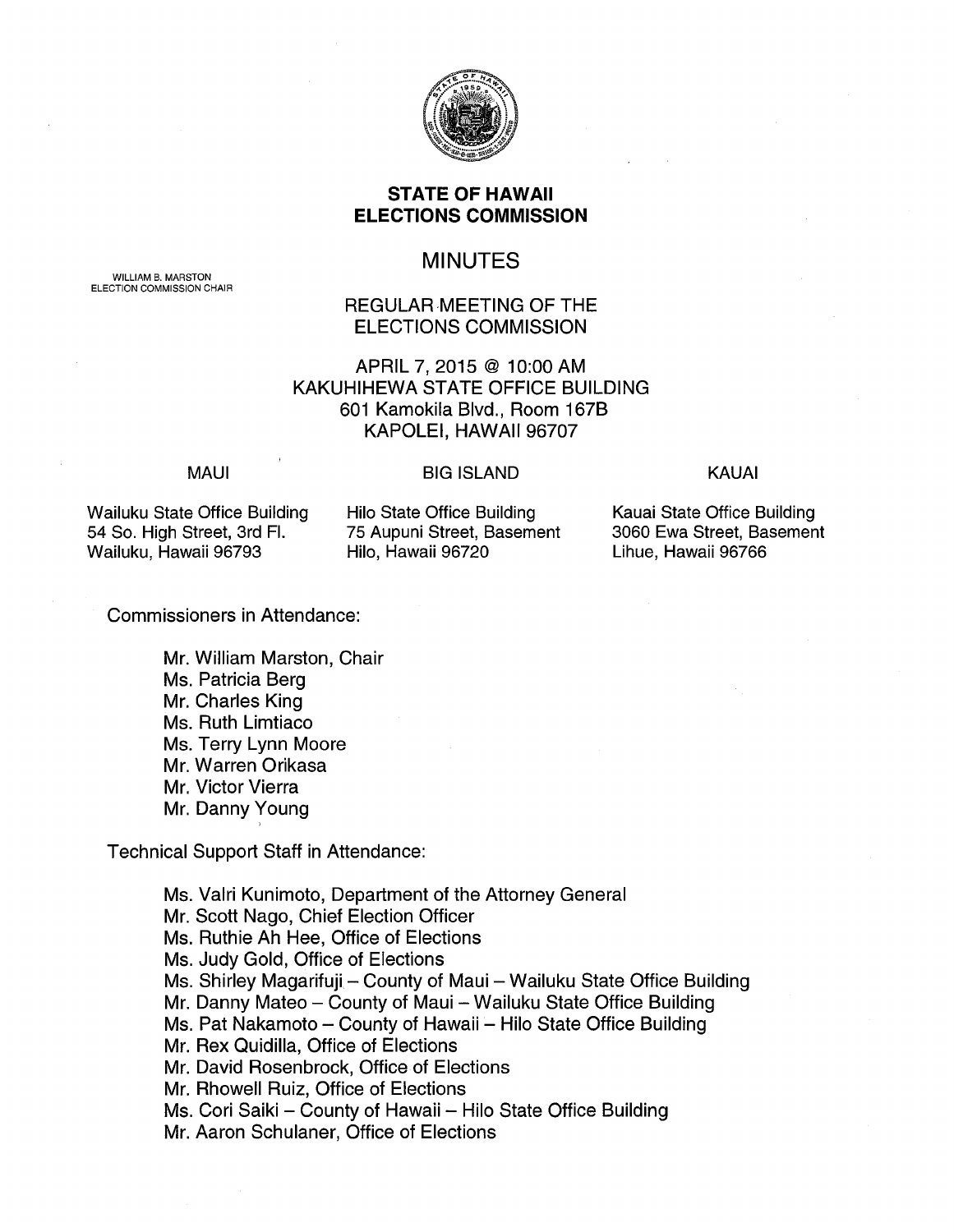WILLIAM B. MARSTON
ELECTION COMMISSION CHAIR

# STATE OF HAWAII
# ELECTIONS COMMISSION

## MINUTES

### REGULAR MEETING OF THE ELECTIONS COMMISSION

APRIL 7, 2015 @ 10:00 AM
KAKUHIHEWA STATE OFFICE BUILDING
601 Kamokila Blvd., Room 167B
KAPOLEI, HAWAII 96707

| MAUI | BIG ISLAND | KAUAI |
|---|---|---|
| Wailuku State Office Building | Hilo State Office Building | Kauai State Office Building |
| 54 So. High Street, 3rd Fl. | 75 Aupuni Street, Basement | 3060 Ewa Street, Basement |
| Wailuku, Hawaii 96793 | Hilo, Hawaii 96720 | Lihue, Hawaii 96766 |

Commissioners in Attendance:

- Mr. William Marston, Chair
- Ms. Patricia Berg
- Mr. Charles King
- Ms. Ruth Limtiaco
- Ms. Terry Lynn Moore
- Mr. Warren Orikasa
- Mr. Victor Vierra
- Mr. Danny Young

Technical Support Staff in Attendance:

- Ms. Valri Kunimoto, Department of the Attorney General
- Mr. Scott Nago, Chief Election Officer
- Ms. Ruthie Ah Hee, Office of Elections
- Ms. Judy Gold, Office of Elections
- Ms. Shirley Magarifuji – County of Maui – Wailuku State Office Building
- Mr. Danny Mateo – County of Maui – Wailuku State Office Building
- Ms. Pat Nakamoto – County of Hawaii – Hilo State Office Building
- Mr. Rex Quidilla, Office of Elections
- Mr. David Rosenbrock, Office of Elections
- Mr. Rhowell Ruiz, Office of Elections
- Ms. Cori Saiki – County of Hawaii – Hilo State Office Building
- Mr. Aaron Schulaner, Office of Elections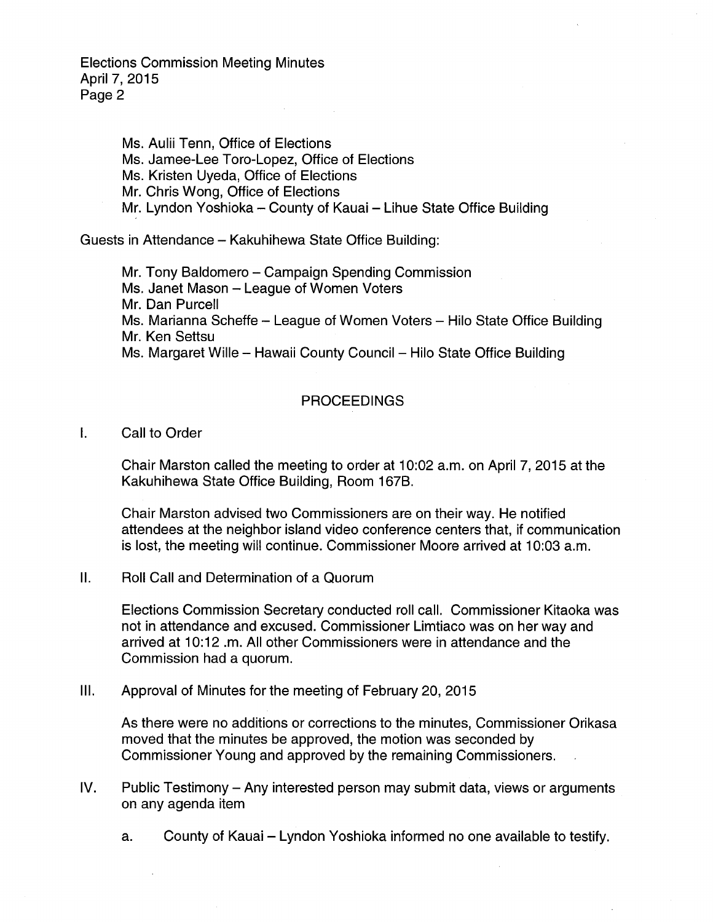Ms. Aulii Tenn, Office of Elections
Ms. Jamee-Lee Toro-Lopez, Office of Elections
Ms. Kristen Uyeda, Office of Elections
Mr. Chris Wong, Office of Elections
Mr. Lyndon Yoshioka – County of Kauai – Lihue State Office Building

Guests in Attendance – Kakuhihewa State Office Building:

Mr. Tony Baldomero – Campaign Spending Commission
Ms. Janet Mason – League of Women Voters
Mr. Dan Purcell
Ms. Marianna Scheffe – League of Women Voters – Hilo State Office Building
Mr. Ken Settsu
Ms. Margaret Wille – Hawaii County Council – Hilo State Office Building

## PROCEEDINGS

I. Call to Order

Chair Marston called the meeting to order at 10:02 a.m. on April 7, 2015 at the Kakuhihewa State Office Building, Room 167B.

Chair Marston advised two Commissioners are on their way. He notified attendees at the neighbor island video conference centers that, if communication is lost, the meeting will continue. Commissioner Moore arrived at 10:03 a.m.

II. Roll Call and Determination of a Quorum

Elections Commission Secretary conducted roll call. Commissioner Kitaoka was not in attendance and excused. Commissioner Limtiaco was on her way and arrived at 10:12 .m. All other Commissioners were in attendance and the Commission had a quorum.

III. Approval of Minutes for the meeting of February 20, 2015

As there were no additions or corrections to the minutes, Commissioner Orikasa moved that the minutes be approved, the motion was seconded by Commissioner Young and approved by the remaining Commissioners.

IV. Public Testimony – Any interested person may submit data, views or arguments on any agenda item

a. County of Kauai – Lyndon Yoshioka informed no one available to testify.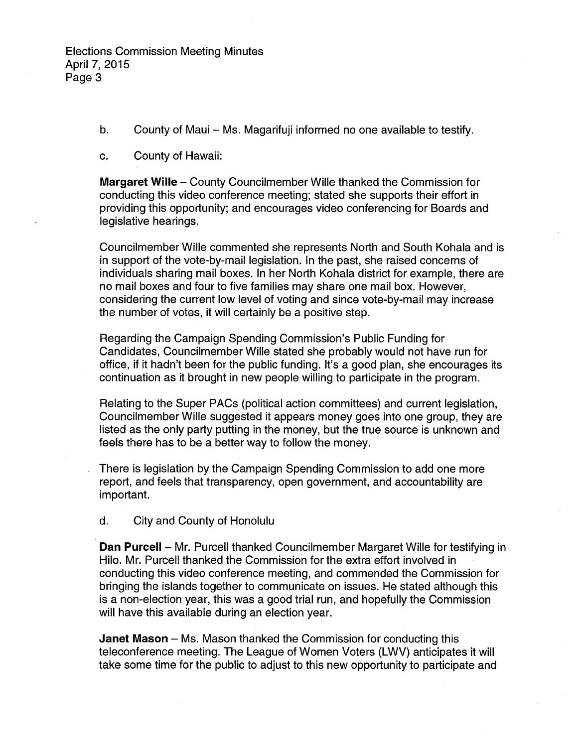b. County of Maui – Ms. Magarifuji informed no one available to testify.

c. County of Hawaii:

**Margaret Wille** – County Councilmember Wille thanked the Commission for conducting this video conference meeting; stated she supports their effort in providing this opportunity; and encourages video conferencing for Boards and legislative hearings.

Councilmember Wille commented she represents North and South Kohala and is in support of the vote-by-mail legislation. In the past, she raised concerns of individuals sharing mail boxes. In her North Kohala district for example, there are no mail boxes and four to five families may share one mail box. However, considering the current low level of voting and since vote-by-mail may increase the number of votes, it will certainly be a positive step.

Regarding the Campaign Spending Commission's Public Funding for Candidates, Councilmember Wille stated she probably would not have run for office, if it hadn't been for the public funding. It's a good plan, she encourages its continuation as it brought in new people willing to participate in the program.

Relating to the Super PACs (political action committees) and current legislation, Councilmember Wille suggested it appears money goes into one group, they are listed as the only party putting in the money, but the true source is unknown and feels there has to be a better way to follow the money.

There is legislation by the Campaign Spending Commission to add one more report, and feels that transparency, open government, and accountability are important.

d. City and County of Honolulu

**Dan Purcell** – Mr. Purcell thanked Councilmember Margaret Wille for testifying in Hilo. Mr. Purcell thanked the Commission for the extra effort involved in conducting this video conference meeting, and commended the Commission for bringing the islands together to communicate on issues. He stated although this is a non-election year, this was a good trial run, and hopefully the Commission will have this available during an election year.

**Janet Mason** – Ms. Mason thanked the Commission for conducting this teleconference meeting. The League of Women Voters (LWV) anticipates it will take some time for the public to adjust to this new opportunity to participate and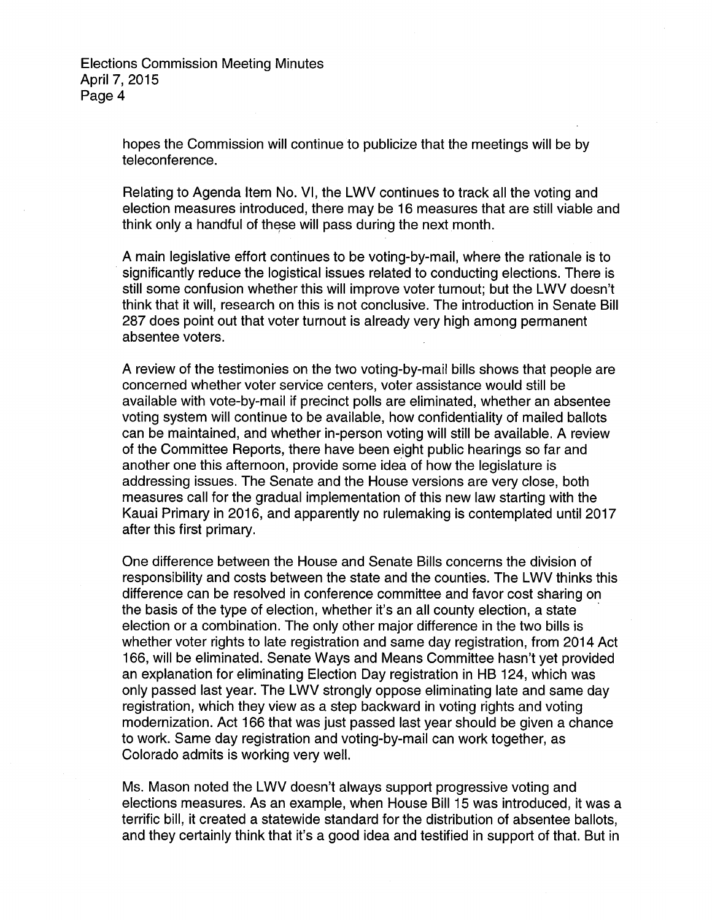hopes the Commission will continue to publicize that the meetings will be by teleconference.

Relating to Agenda Item No. VI, the LWV continues to track all the voting and election measures introduced, there may be 16 measures that are still viable and think only a handful of these will pass during the next month.

A main legislative effort continues to be voting-by-mail, where the rationale is to significantly reduce the logistical issues related to conducting elections. There is still some confusion whether this will improve voter turnout; but the LWV doesn't think that it will, research on this is not conclusive. The introduction in Senate Bill 287 does point out that voter turnout is already very high among permanent absentee voters.

A review of the testimonies on the two voting-by-mail bills shows that people are concerned whether voter service centers, voter assistance would still be available with vote-by-mail if precinct polls are eliminated, whether an absentee voting system will continue to be available, how confidentiality of mailed ballots can be maintained, and whether in-person voting will still be available. A review of the Committee Reports, there have been eight public hearings so far and another one this afternoon, provide some idea of how the legislature is addressing issues. The Senate and the House versions are very close, both measures call for the gradual implementation of this new law starting with the Kauai Primary in 2016, and apparently no rulemaking is contemplated until 2017 after this first primary.

One difference between the House and Senate Bills concerns the division of responsibility and costs between the state and the counties. The LWV thinks this difference can be resolved in conference committee and favor cost sharing on the basis of the type of election, whether it's an all county election, a state election or a combination. The only other major difference in the two bills is whether voter rights to late registration and same day registration, from 2014 Act 166, will be eliminated. Senate Ways and Means Committee hasn't yet provided an explanation for eliminating Election Day registration in HB 124, which was only passed last year. The LWV strongly oppose eliminating late and same day registration, which they view as a step backward in voting rights and voting modernization. Act 166 that was just passed last year should be given a chance to work. Same day registration and voting-by-mail can work together, as Colorado admits is working very well.

Ms. Mason noted the LWV doesn't always support progressive voting and elections measures. As an example, when House Bill 15 was introduced, it was a terrific bill, it created a statewide standard for the distribution of absentee ballots, and they certainly think that it's a good idea and testified in support of that. But in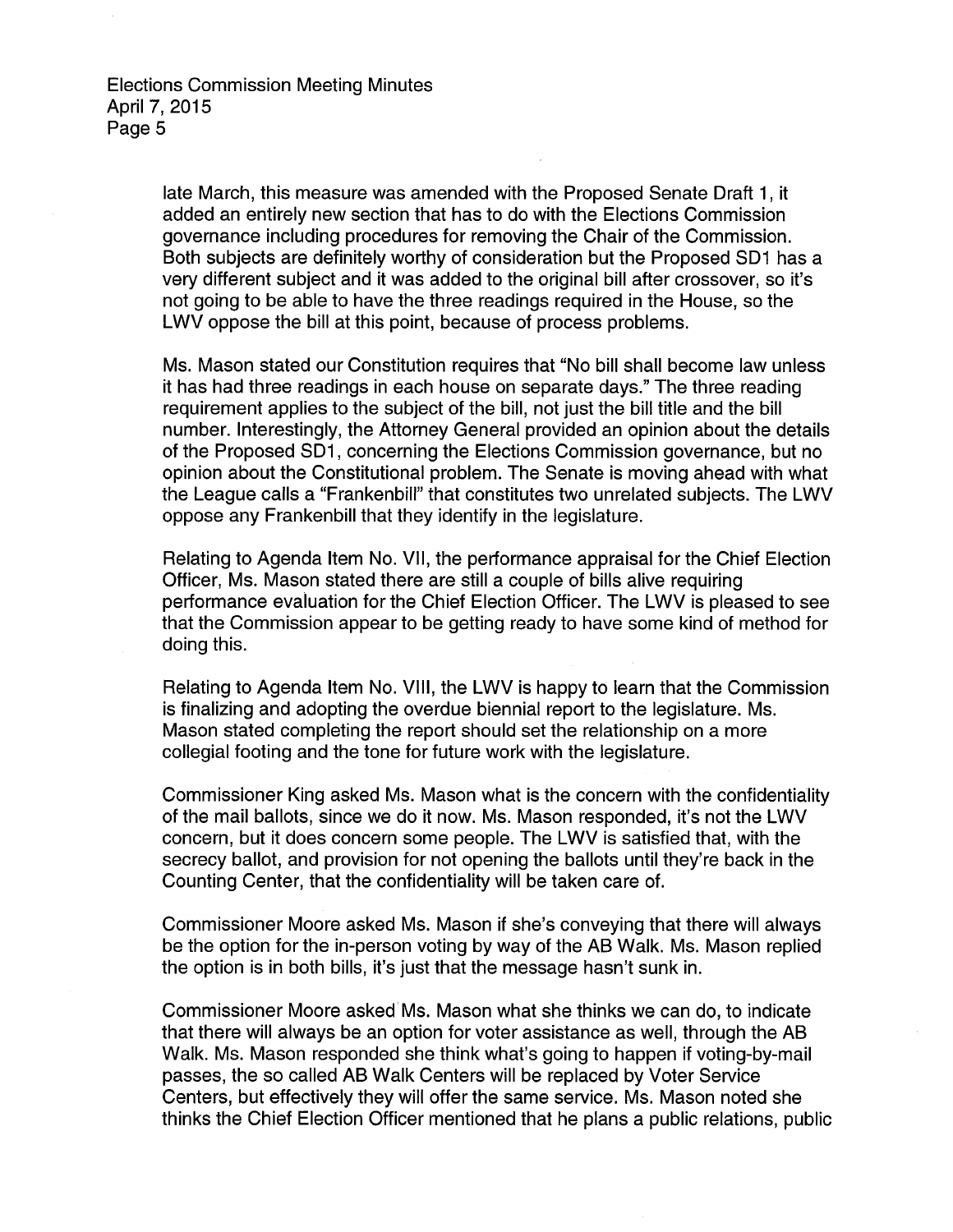late March, this measure was amended with the Proposed Senate Draft 1, it added an entirely new section that has to do with the Elections Commission governance including procedures for removing the Chair of the Commission. Both subjects are definitely worthy of consideration but the Proposed SD1 has a very different subject and it was added to the original bill after crossover, so it's not going to be able to have the three readings required in the House, so the LWV oppose the bill at this point, because of process problems.

Ms. Mason stated our Constitution requires that "No bill shall become law unless it has had three readings in each house on separate days." The three reading requirement applies to the subject of the bill, not just the bill title and the bill number. Interestingly, the Attorney General provided an opinion about the details of the Proposed SD1, concerning the Elections Commission governance, but no opinion about the Constitutional problem. The Senate is moving ahead with what the League calls a "Frankenbill" that constitutes two unrelated subjects. The LWV oppose any Frankenbill that they identify in the legislature.

Relating to Agenda Item No. VII, the performance appraisal for the Chief Election Officer, Ms. Mason stated there are still a couple of bills alive requiring performance evaluation for the Chief Election Officer. The LWV is pleased to see that the Commission appear to be getting ready to have some kind of method for doing this.

Relating to Agenda Item No. VIII, the LWV is happy to learn that the Commission is finalizing and adopting the overdue biennial report to the legislature. Ms. Mason stated completing the report should set the relationship on a more collegial footing and the tone for future work with the legislature.

Commissioner King asked Ms. Mason what is the concern with the confidentiality of the mail ballots, since we do it now. Ms. Mason responded, it's not the LWV concern, but it does concern some people. The LWV is satisfied that, with the secrecy ballot, and provision for not opening the ballots until they're back in the Counting Center, that the confidentiality will be taken care of.

Commissioner Moore asked Ms. Mason if she's conveying that there will always be the option for the in-person voting by way of the AB Walk. Ms. Mason replied the option is in both bills, it's just that the message hasn't sunk in.

Commissioner Moore asked Ms. Mason what she thinks we can do, to indicate that there will always be an option for voter assistance as well, through the AB Walk. Ms. Mason responded she think what's going to happen if voting-by-mail passes, the so called AB Walk Centers will be replaced by Voter Service Centers, but effectively they will offer the same service. Ms. Mason noted she thinks the Chief Election Officer mentioned that he plans a public relations, public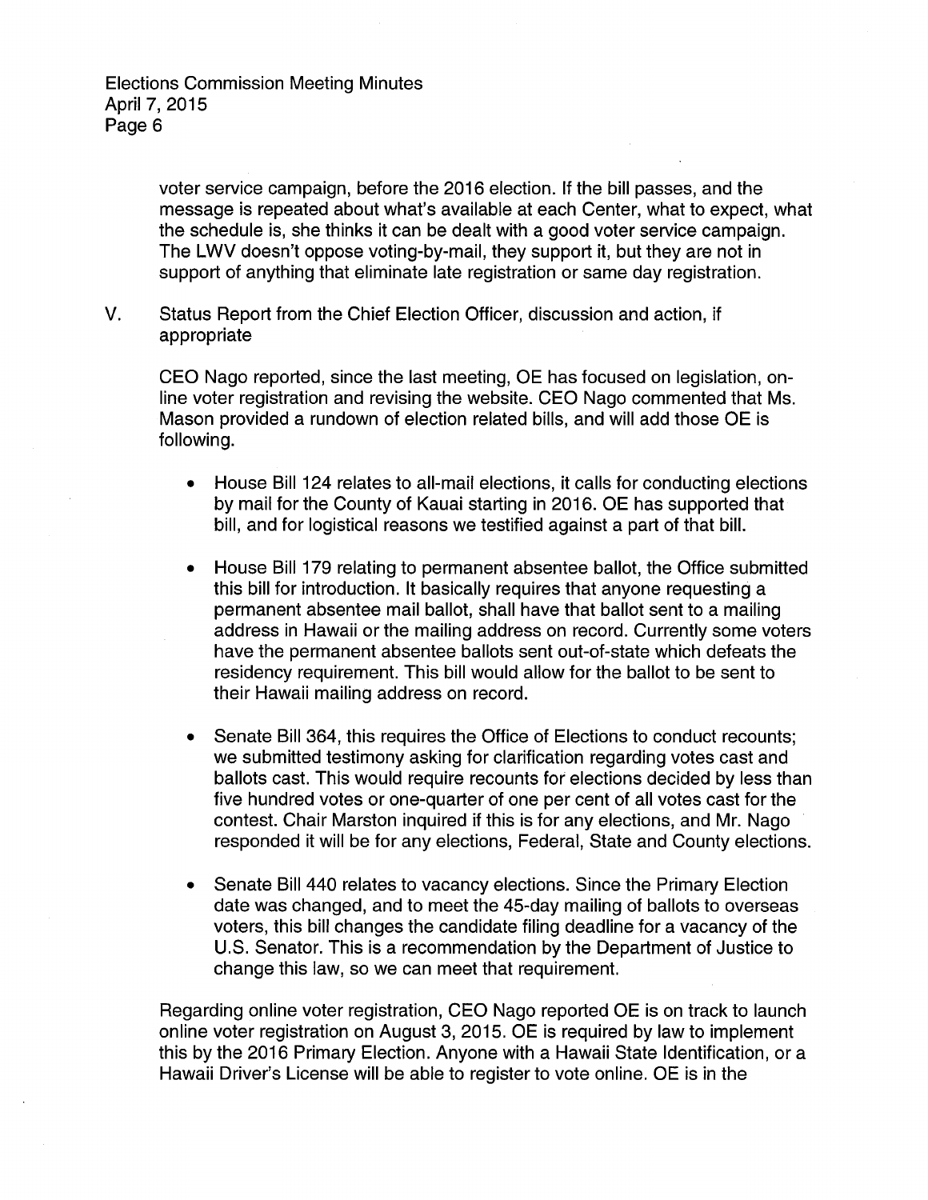voter service campaign, before the 2016 election. If the bill passes, and the message is repeated about what's available at each Center, what to expect, what the schedule is, she thinks it can be dealt with a good voter service campaign. The LWV doesn't oppose voting-by-mail, they support it, but they are not in support of anything that eliminate late registration or same day registration.

V. Status Report from the Chief Election Officer, discussion and action, if appropriate

CEO Nago reported, since the last meeting, OE has focused on legislation, on-line voter registration and revising the website. CEO Nago commented that Ms. Mason provided a rundown of election related bills, and will add those OE is following.

- House Bill 124 relates to all-mail elections, it calls for conducting elections by mail for the County of Kauai starting in 2016. OE has supported that bill, and for logistical reasons we testified against a part of that bill.

- House Bill 179 relating to permanent absentee ballot, the Office submitted this bill for introduction. It basically requires that anyone requesting a permanent absentee mail ballot, shall have that ballot sent to a mailing address in Hawaii or the mailing address on record. Currently some voters have the permanent absentee ballots sent out-of-state which defeats the residency requirement. This bill would allow for the ballot to be sent to their Hawaii mailing address on record.

- Senate Bill 364, this requires the Office of Elections to conduct recounts; we submitted testimony asking for clarification regarding votes cast and ballots cast. This would require recounts for elections decided by less than five hundred votes or one-quarter of one per cent of all votes cast for the contest. Chair Marston inquired if this is for any elections, and Mr. Nago responded it will be for any elections, Federal, State and County elections.

- Senate Bill 440 relates to vacancy elections. Since the Primary Election date was changed, and to meet the 45-day mailing of ballots to overseas voters, this bill changes the candidate filing deadline for a vacancy of the U.S. Senator. This is a recommendation by the Department of Justice to change this law, so we can meet that requirement.

Regarding online voter registration, CEO Nago reported OE is on track to launch online voter registration on August 3, 2015. OE is required by law to implement this by the 2016 Primary Election. Anyone with a Hawaii State Identification, or a Hawaii Driver's License will be able to register to vote online. OE is in the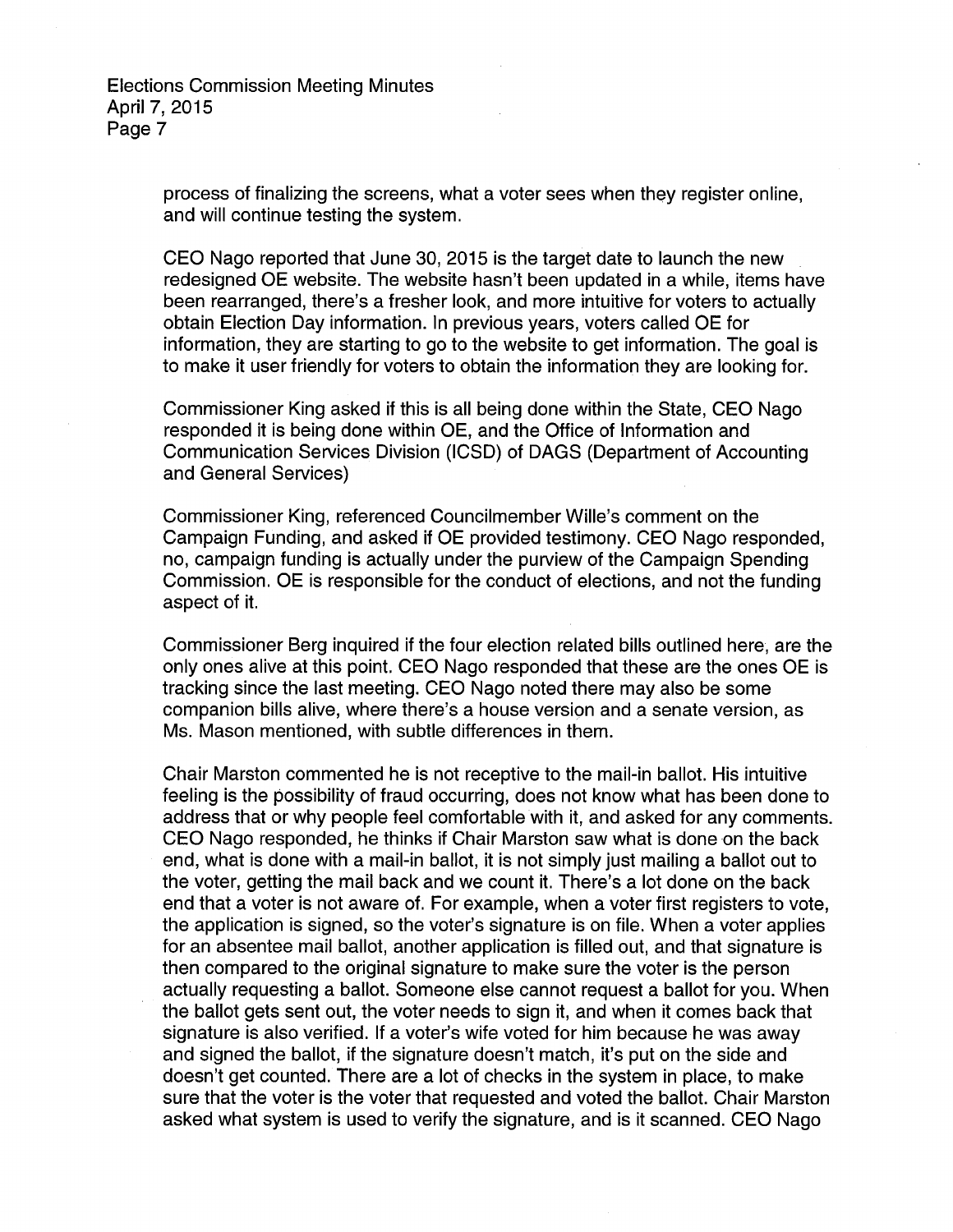process of finalizing the screens, what a voter sees when they register online, and will continue testing the system.

CEO Nago reported that June 30, 2015 is the target date to launch the new redesigned OE website. The website hasn't been updated in a while, items have been rearranged, there's a fresher look, and more intuitive for voters to actually obtain Election Day information. In previous years, voters called OE for information, they are starting to go to the website to get information. The goal is to make it user friendly for voters to obtain the information they are looking for.

Commissioner King asked if this is all being done within the State, CEO Nago responded it is being done within OE, and the Office of Information and Communication Services Division (ICSD) of DAGS (Department of Accounting and General Services)

Commissioner King, referenced Councilmember Wille's comment on the Campaign Funding, and asked if OE provided testimony. CEO Nago responded, no, campaign funding is actually under the purview of the Campaign Spending Commission. OE is responsible for the conduct of elections, and not the funding aspect of it.

Commissioner Berg inquired if the four election related bills outlined here, are the only ones alive at this point. CEO Nago responded that these are the ones OE is tracking since the last meeting. CEO Nago noted there may also be some companion bills alive, where there's a house version and a senate version, as Ms. Mason mentioned, with subtle differences in them.

Chair Marston commented he is not receptive to the mail-in ballot. His intuitive feeling is the possibility of fraud occurring, does not know what has been done to address that or why people feel comfortable with it, and asked for any comments. CEO Nago responded, he thinks if Chair Marston saw what is done on the back end, what is done with a mail-in ballot, it is not simply just mailing a ballot out to the voter, getting the mail back and we count it. There's a lot done on the back end that a voter is not aware of. For example, when a voter first registers to vote, the application is signed, so the voter's signature is on file. When a voter applies for an absentee mail ballot, another application is filled out, and that signature is then compared to the original signature to make sure the voter is the person actually requesting a ballot. Someone else cannot request a ballot for you. When the ballot gets sent out, the voter needs to sign it, and when it comes back that signature is also verified. If a voter's wife voted for him because he was away and signed the ballot, if the signature doesn't match, it's put on the side and doesn't get counted. There are a lot of checks in the system in place, to make sure that the voter is the voter that requested and voted the ballot. Chair Marston asked what system is used to verify the signature, and is it scanned. CEO Nago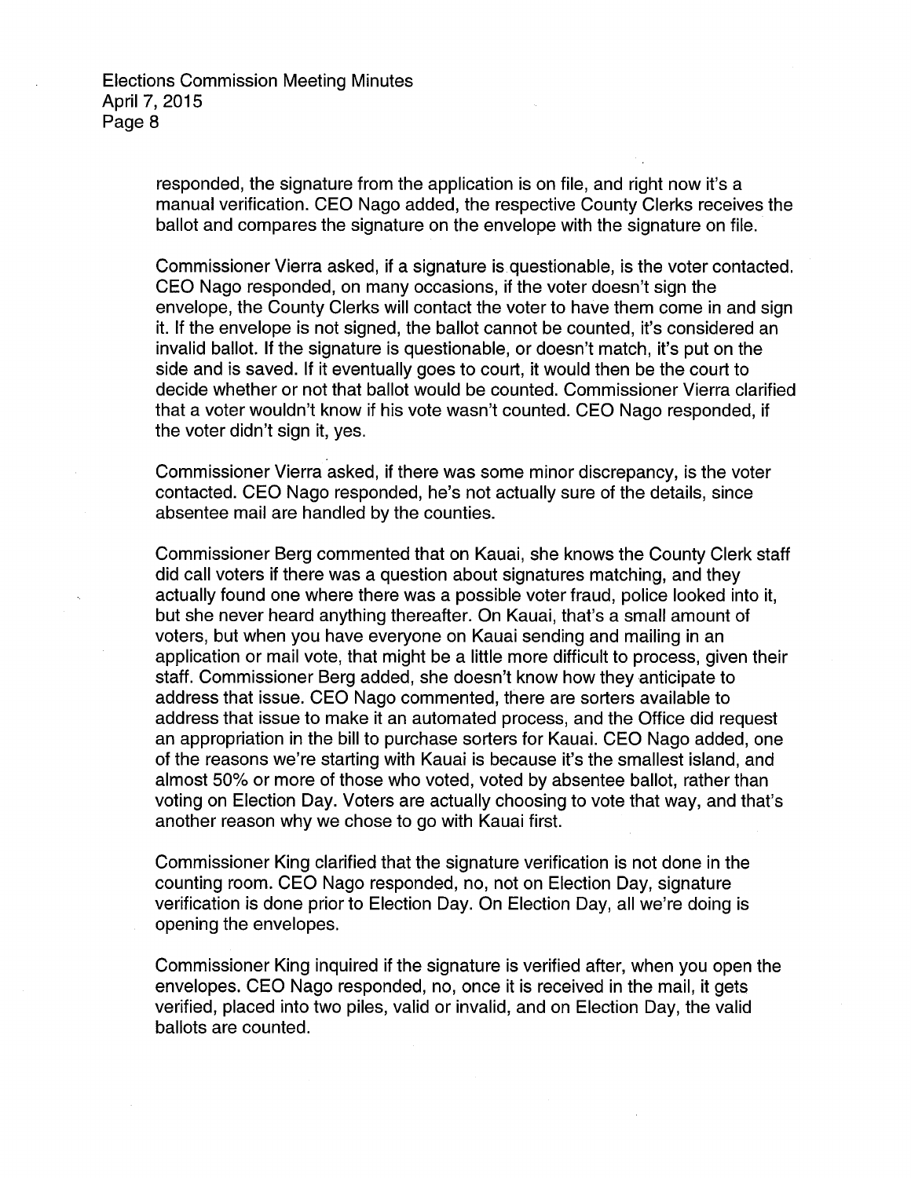responded, the signature from the application is on file, and right now it's a manual verification. CEO Nago added, the respective County Clerks receives the ballot and compares the signature on the envelope with the signature on file.

Commissioner Vierra asked, if a signature is questionable, is the voter contacted. CEO Nago responded, on many occasions, if the voter doesn't sign the envelope, the County Clerks will contact the voter to have them come in and sign it. If the envelope is not signed, the ballot cannot be counted, it's considered an invalid ballot. If the signature is questionable, or doesn't match, it's put on the side and is saved. If it eventually goes to court, it would then be the court to decide whether or not that ballot would be counted. Commissioner Vierra clarified that a voter wouldn't know if his vote wasn't counted. CEO Nago responded, if the voter didn't sign it, yes.

Commissioner Vierra asked, if there was some minor discrepancy, is the voter contacted. CEO Nago responded, he's not actually sure of the details, since absentee mail are handled by the counties.

Commissioner Berg commented that on Kauai, she knows the County Clerk staff did call voters if there was a question about signatures matching, and they actually found one where there was a possible voter fraud, police looked into it, but she never heard anything thereafter. On Kauai, that's a small amount of voters, but when you have everyone on Kauai sending and mailing in an application or mail vote, that might be a little more difficult to process, given their staff. Commissioner Berg added, she doesn't know how they anticipate to address that issue. CEO Nago commented, there are sorters available to address that issue to make it an automated process, and the Office did request an appropriation in the bill to purchase sorters for Kauai. CEO Nago added, one of the reasons we're starting with Kauai is because it's the smallest island, and almost 50% or more of those who voted, voted by absentee ballot, rather than voting on Election Day. Voters are actually choosing to vote that way, and that's another reason why we chose to go with Kauai first.

Commissioner King clarified that the signature verification is not done in the counting room. CEO Nago responded, no, not on Election Day, signature verification is done prior to Election Day. On Election Day, all we're doing is opening the envelopes.

Commissioner King inquired if the signature is verified after, when you open the envelopes. CEO Nago responded, no, once it is received in the mail, it gets verified, placed into two piles, valid or invalid, and on Election Day, the valid ballots are counted.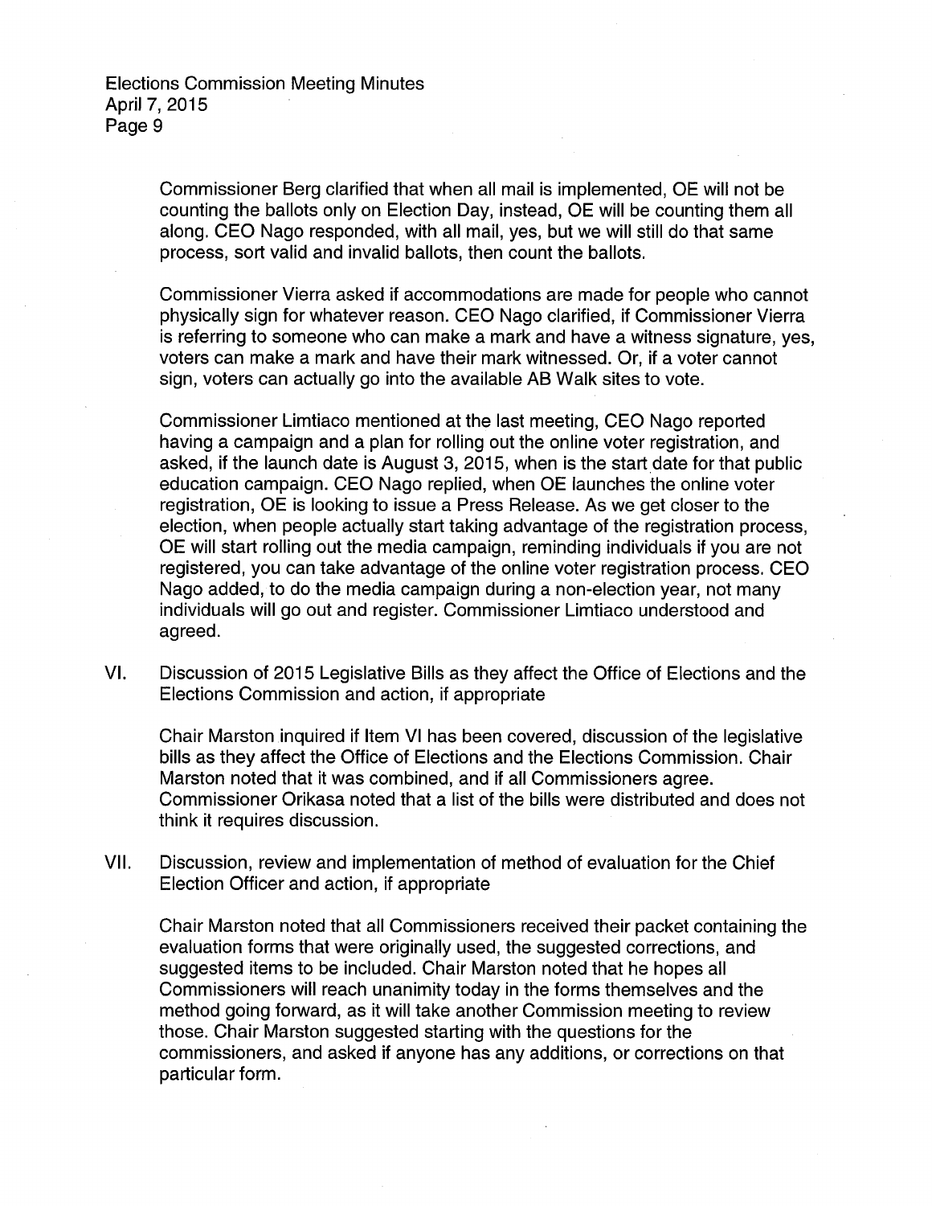Commissioner Berg clarified that when all mail is implemented, OE will not be counting the ballots only on Election Day, instead, OE will be counting them all along. CEO Nago responded, with all mail, yes, but we will still do that same process, sort valid and invalid ballots, then count the ballots.

Commissioner Vierra asked if accommodations are made for people who cannot physically sign for whatever reason. CEO Nago clarified, if Commissioner Vierra is referring to someone who can make a mark and have a witness signature, yes, voters can make a mark and have their mark witnessed. Or, if a voter cannot sign, voters can actually go into the available AB Walk sites to vote.

Commissioner Limtiaco mentioned at the last meeting, CEO Nago reported having a campaign and a plan for rolling out the online voter registration, and asked, if the launch date is August 3, 2015, when is the start date for that public education campaign. CEO Nago replied, when OE launches the online voter registration, OE is looking to issue a Press Release. As we get closer to the election, when people actually start taking advantage of the registration process, OE will start rolling out the media campaign, reminding individuals if you are not registered, you can take advantage of the online voter registration process. CEO Nago added, to do the media campaign during a non-election year, not many individuals will go out and register. Commissioner Limtiaco understood and agreed.

VI. Discussion of 2015 Legislative Bills as they affect the Office of Elections and the Elections Commission and action, if appropriate

Chair Marston inquired if Item VI has been covered, discussion of the legislative bills as they affect the Office of Elections and the Elections Commission. Chair Marston noted that it was combined, and if all Commissioners agree. Commissioner Orikasa noted that a list of the bills were distributed and does not think it requires discussion.

VII. Discussion, review and implementation of method of evaluation for the Chief Election Officer and action, if appropriate

Chair Marston noted that all Commissioners received their packet containing the evaluation forms that were originally used, the suggested corrections, and suggested items to be included. Chair Marston noted that he hopes all Commissioners will reach unanimity today in the forms themselves and the method going forward, as it will take another Commission meeting to review those. Chair Marston suggested starting with the questions for the commissioners, and asked if anyone has any additions, or corrections on that particular form.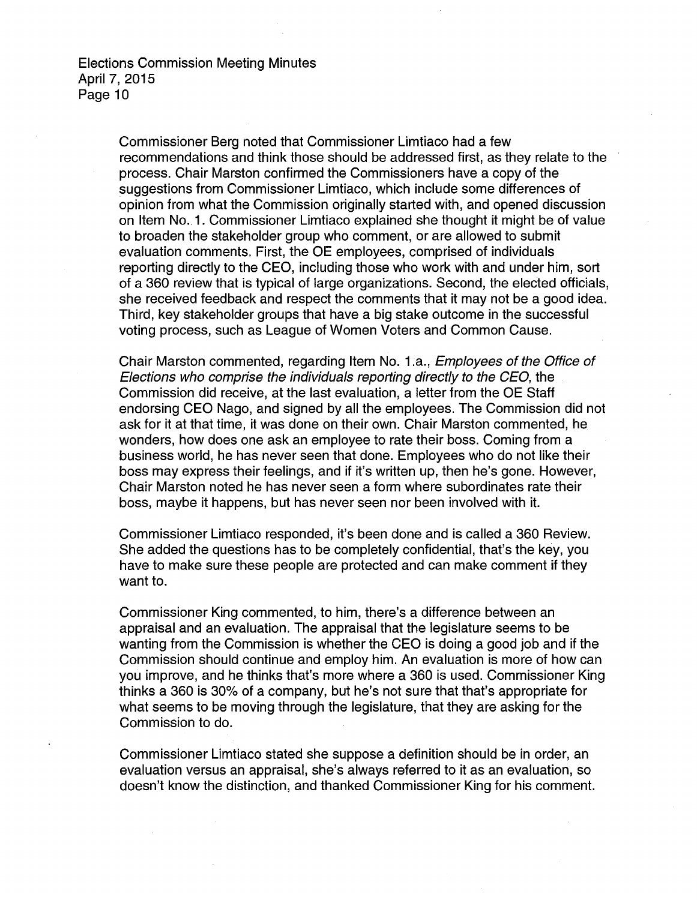Commissioner Berg noted that Commissioner Limtiaco had a few recommendations and think those should be addressed first, as they relate to the process. Chair Marston confirmed the Commissioners have a copy of the suggestions from Commissioner Limtiaco, which include some differences of opinion from what the Commission originally started with, and opened discussion on Item No. 1. Commissioner Limtiaco explained she thought it might be of value to broaden the stakeholder group who comment, or are allowed to submit evaluation comments. First, the OE employees, comprised of individuals reporting directly to the CEO, including those who work with and under him, sort of a 360 review that is typical of large organizations. Second, the elected officials, she received feedback and respect the comments that it may not be a good idea. Third, key stakeholder groups that have a big stake outcome in the successful voting process, such as League of Women Voters and Common Cause.

Chair Marston commented, regarding Item No. 1.a., *Employees of the Office of Elections who comprise the individuals reporting directly to the CEO*, the Commission did receive, at the last evaluation, a letter from the OE Staff endorsing CEO Nago, and signed by all the employees. The Commission did not ask for it at that time, it was done on their own. Chair Marston commented, he wonders, how does one ask an employee to rate their boss. Coming from a business world, he has never seen that done. Employees who do not like their boss may express their feelings, and if it's written up, then he's gone. However, Chair Marston noted he has never seen a form where subordinates rate their boss, maybe it happens, but has never seen nor been involved with it.

Commissioner Limtiaco responded, it's been done and is called a 360 Review. She added the questions has to be completely confidential, that's the key, you have to make sure these people are protected and can make comment if they want to.

Commissioner King commented, to him, there's a difference between an appraisal and an evaluation. The appraisal that the legislature seems to be wanting from the Commission is whether the CEO is doing a good job and if the Commission should continue and employ him. An evaluation is more of how can you improve, and he thinks that's more where a 360 is used. Commissioner King thinks a 360 is 30% of a company, but he's not sure that that's appropriate for what seems to be moving through the legislature, that they are asking for the Commission to do.

Commissioner Limtiaco stated she suppose a definition should be in order, an evaluation versus an appraisal, she's always referred to it as an evaluation, so doesn't know the distinction, and thanked Commissioner King for his comment.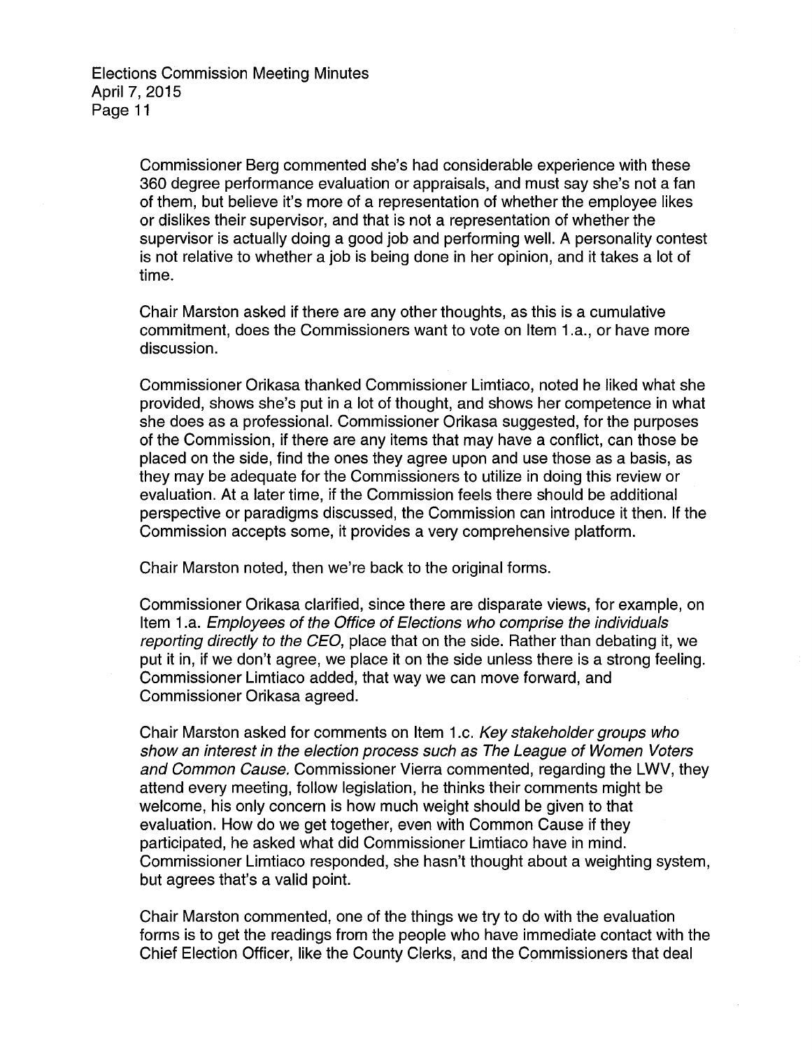Commissioner Berg commented she's had considerable experience with these 360 degree performance evaluation or appraisals, and must say she's not a fan of them, but believe it's more of a representation of whether the employee likes or dislikes their supervisor, and that is not a representation of whether the supervisor is actually doing a good job and performing well. A personality contest is not relative to whether a job is being done in her opinion, and it takes a lot of time.

Chair Marston asked if there are any other thoughts, as this is a cumulative commitment, does the Commissioners want to vote on Item 1.a., or have more discussion.

Commissioner Orikasa thanked Commissioner Limtiaco, noted he liked what she provided, shows she's put in a lot of thought, and shows her competence in what she does as a professional. Commissioner Orikasa suggested, for the purposes of the Commission, if there are any items that may have a conflict, can those be placed on the side, find the ones they agree upon and use those as a basis, as they may be adequate for the Commissioners to utilize in doing this review or evaluation. At a later time, if the Commission feels there should be additional perspective or paradigms discussed, the Commission can introduce it then. If the Commission accepts some, it provides a very comprehensive platform.

Chair Marston noted, then we're back to the original forms.

Commissioner Orikasa clarified, since there are disparate views, for example, on Item 1.a. *Employees of the Office of Elections who comprise the individuals reporting directly to the CEO,* place that on the side. Rather than debating it, we put it in, if we don't agree, we place it on the side unless there is a strong feeling. Commissioner Limtiaco added, that way we can move forward, and Commissioner Orikasa agreed.

Chair Marston asked for comments on Item 1.c. *Key stakeholder groups who show an interest in the election process such as The League of Women Voters and Common Cause.* Commissioner Vierra commented, regarding the LWV, they attend every meeting, follow legislation, he thinks their comments might be welcome, his only concern is how much weight should be given to that evaluation. How do we get together, even with Common Cause if they participated, he asked what did Commissioner Limtiaco have in mind. Commissioner Limtiaco responded, she hasn't thought about a weighting system, but agrees that's a valid point.

Chair Marston commented, one of the things we try to do with the evaluation forms is to get the readings from the people who have immediate contact with the Chief Election Officer, like the County Clerks, and the Commissioners that deal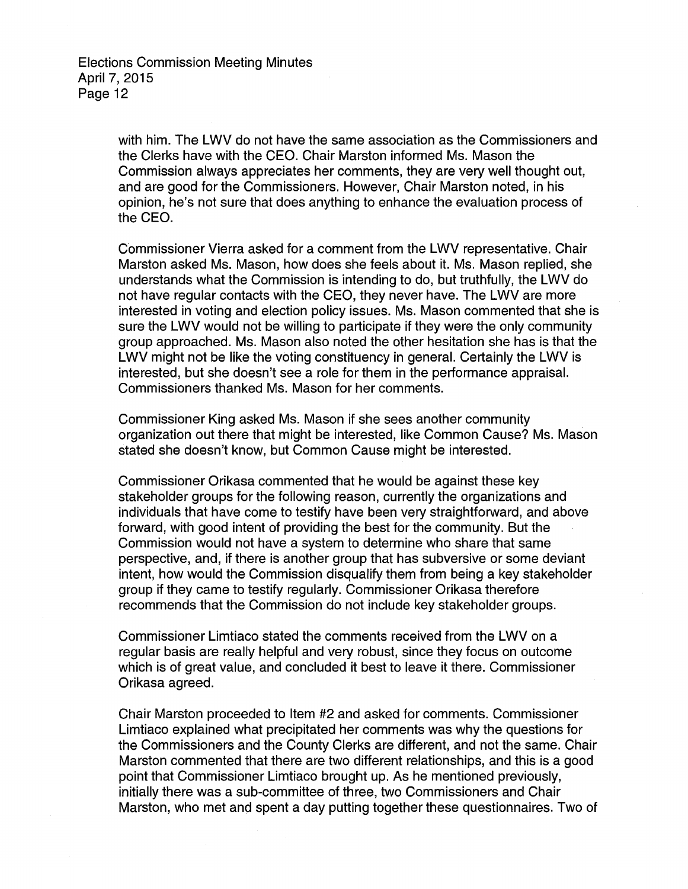with him. The LWV do not have the same association as the Commissioners and the Clerks have with the CEO. Chair Marston informed Ms. Mason the Commission always appreciates her comments, they are very well thought out, and are good for the Commissioners. However, Chair Marston noted, in his opinion, he's not sure that does anything to enhance the evaluation process of the CEO.

Commissioner Vierra asked for a comment from the LWV representative. Chair Marston asked Ms. Mason, how does she feels about it. Ms. Mason replied, she understands what the Commission is intending to do, but truthfully, the LWV do not have regular contacts with the CEO, they never have. The LWV are more interested in voting and election policy issues. Ms. Mason commented that she is sure the LWV would not be willing to participate if they were the only community group approached. Ms. Mason also noted the other hesitation she has is that the LWV might not be like the voting constituency in general. Certainly the LWV is interested, but she doesn't see a role for them in the performance appraisal. Commissioners thanked Ms. Mason for her comments.

Commissioner King asked Ms. Mason if she sees another community organization out there that might be interested, like Common Cause? Ms. Mason stated she doesn't know, but Common Cause might be interested.

Commissioner Orikasa commented that he would be against these key stakeholder groups for the following reason, currently the organizations and individuals that have come to testify have been very straightforward, and above forward, with good intent of providing the best for the community. But the Commission would not have a system to determine who share that same perspective, and, if there is another group that has subversive or some deviant intent, how would the Commission disqualify them from being a key stakeholder group if they came to testify regularly. Commissioner Orikasa therefore recommends that the Commission do not include key stakeholder groups.

Commissioner Limtiaco stated the comments received from the LWV on a regular basis are really helpful and very robust, since they focus on outcome which is of great value, and concluded it best to leave it there. Commissioner Orikasa agreed.

Chair Marston proceeded to Item #2 and asked for comments. Commissioner Limtiaco explained what precipitated her comments was why the questions for the Commissioners and the County Clerks are different, and not the same. Chair Marston commented that there are two different relationships, and this is a good point that Commissioner Limtiaco brought up. As he mentioned previously, initially there was a sub-committee of three, two Commissioners and Chair Marston, who met and spent a day putting together these questionnaires. Two of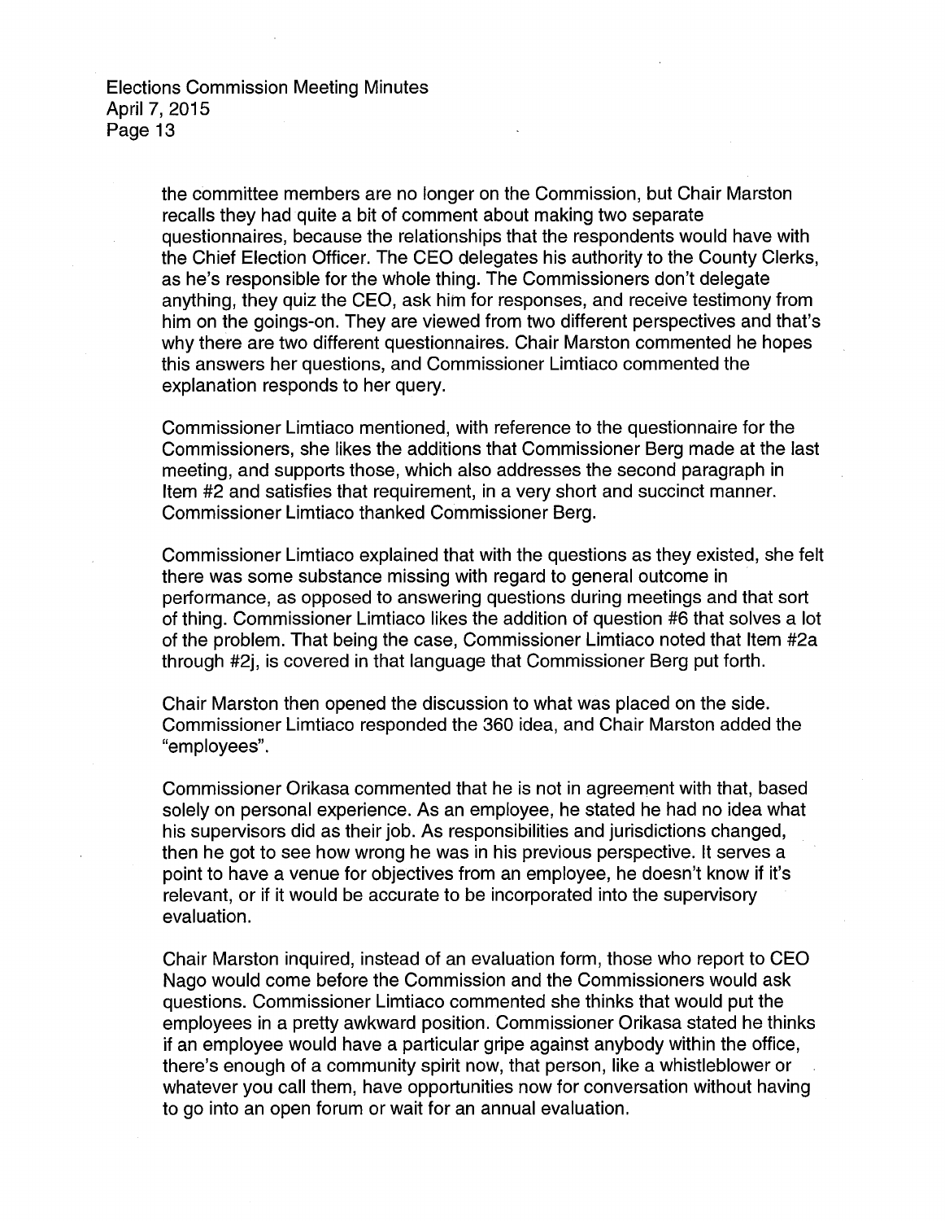the committee members are no longer on the Commission, but Chair Marston recalls they had quite a bit of comment about making two separate questionnaires, because the relationships that the respondents would have with the Chief Election Officer. The CEO delegates his authority to the County Clerks, as he's responsible for the whole thing. The Commissioners don't delegate anything, they quiz the CEO, ask him for responses, and receive testimony from him on the goings-on. They are viewed from two different perspectives and that's why there are two different questionnaires. Chair Marston commented he hopes this answers her questions, and Commissioner Limtiaco commented the explanation responds to her query.

Commissioner Limtiaco mentioned, with reference to the questionnaire for the Commissioners, she likes the additions that Commissioner Berg made at the last meeting, and supports those, which also addresses the second paragraph in Item #2 and satisfies that requirement, in a very short and succinct manner. Commissioner Limtiaco thanked Commissioner Berg.

Commissioner Limtiaco explained that with the questions as they existed, she felt there was some substance missing with regard to general outcome in performance, as opposed to answering questions during meetings and that sort of thing. Commissioner Limtiaco likes the addition of question #6 that solves a lot of the problem. That being the case, Commissioner Limtiaco noted that Item #2a through #2j, is covered in that language that Commissioner Berg put forth.

Chair Marston then opened the discussion to what was placed on the side. Commissioner Limtiaco responded the 360 idea, and Chair Marston added the "employees".

Commissioner Orikasa commented that he is not in agreement with that, based solely on personal experience. As an employee, he stated he had no idea what his supervisors did as their job. As responsibilities and jurisdictions changed, then he got to see how wrong he was in his previous perspective. It serves a point to have a venue for objectives from an employee, he doesn't know if it's relevant, or if it would be accurate to be incorporated into the supervisory evaluation.

Chair Marston inquired, instead of an evaluation form, those who report to CEO Nago would come before the Commission and the Commissioners would ask questions. Commissioner Limtiaco commented she thinks that would put the employees in a pretty awkward position. Commissioner Orikasa stated he thinks if an employee would have a particular gripe against anybody within the office, there's enough of a community spirit now, that person, like a whistleblower or whatever you call them, have opportunities now for conversation without having to go into an open forum or wait for an annual evaluation.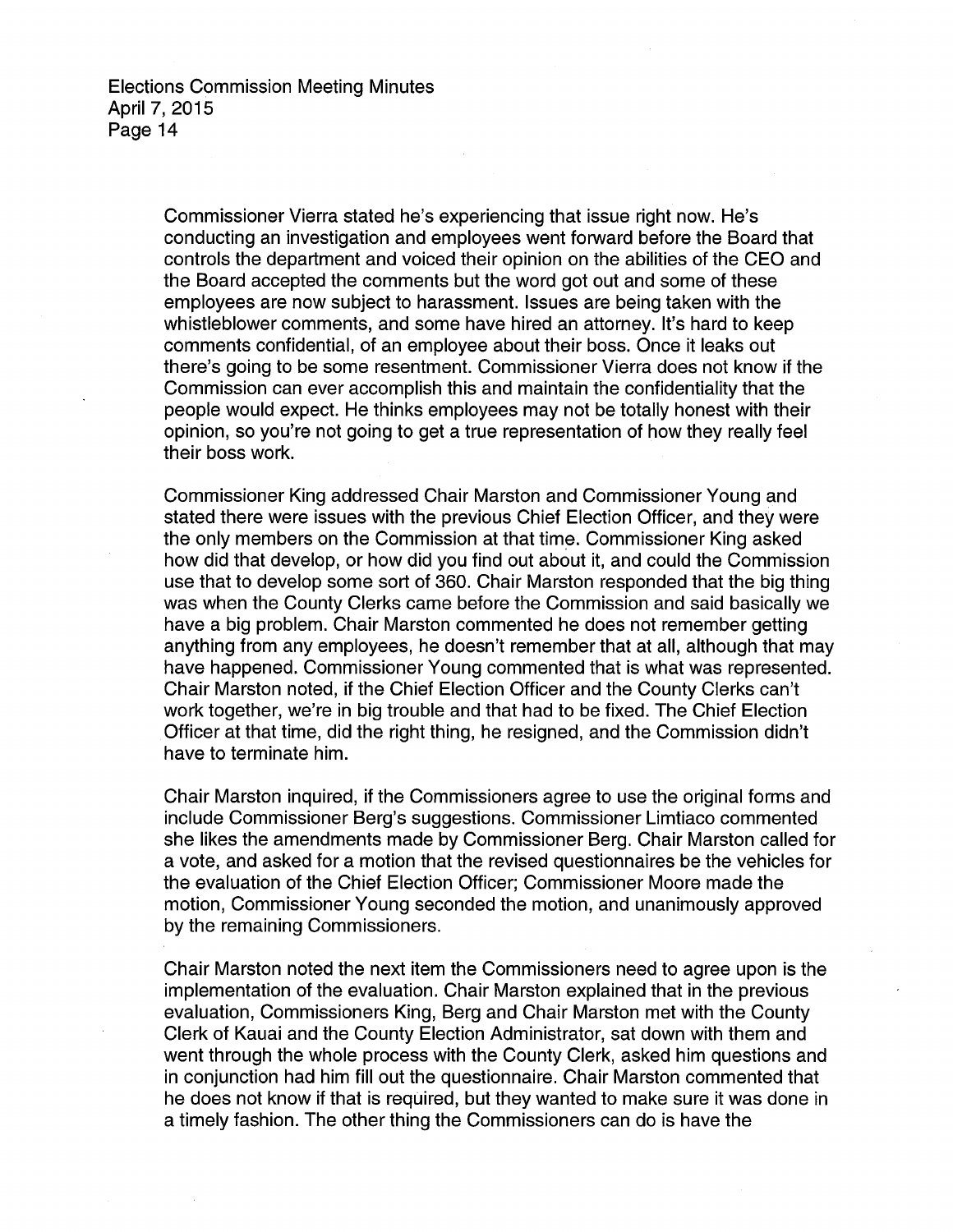Commissioner Vierra stated he's experiencing that issue right now. He's conducting an investigation and employees went forward before the Board that controls the department and voiced their opinion on the abilities of the CEO and the Board accepted the comments but the word got out and some of these employees are now subject to harassment. Issues are being taken with the whistleblower comments, and some have hired an attorney. It's hard to keep comments confidential, of an employee about their boss. Once it leaks out there's going to be some resentment. Commissioner Vierra does not know if the Commission can ever accomplish this and maintain the confidentiality that the people would expect. He thinks employees may not be totally honest with their opinion, so you're not going to get a true representation of how they really feel their boss work.

Commissioner King addressed Chair Marston and Commissioner Young and stated there were issues with the previous Chief Election Officer, and they were the only members on the Commission at that time. Commissioner King asked how did that develop, or how did you find out about it, and could the Commission use that to develop some sort of 360. Chair Marston responded that the big thing was when the County Clerks came before the Commission and said basically we have a big problem. Chair Marston commented he does not remember getting anything from any employees, he doesn't remember that at all, although that may have happened. Commissioner Young commented that is what was represented. Chair Marston noted, if the Chief Election Officer and the County Clerks can't work together, we're in big trouble and that had to be fixed. The Chief Election Officer at that time, did the right thing, he resigned, and the Commission didn't have to terminate him.

Chair Marston inquired, if the Commissioners agree to use the original forms and include Commissioner Berg's suggestions. Commissioner Limtiaco commented she likes the amendments made by Commissioner Berg. Chair Marston called for a vote, and asked for a motion that the revised questionnaires be the vehicles for the evaluation of the Chief Election Officer; Commissioner Moore made the motion, Commissioner Young seconded the motion, and unanimously approved by the remaining Commissioners.

Chair Marston noted the next item the Commissioners need to agree upon is the implementation of the evaluation. Chair Marston explained that in the previous evaluation, Commissioners King, Berg and Chair Marston met with the County Clerk of Kauai and the County Election Administrator, sat down with them and went through the whole process with the County Clerk, asked him questions and in conjunction had him fill out the questionnaire. Chair Marston commented that he does not know if that is required, but they wanted to make sure it was done in a timely fashion. The other thing the Commissioners can do is have the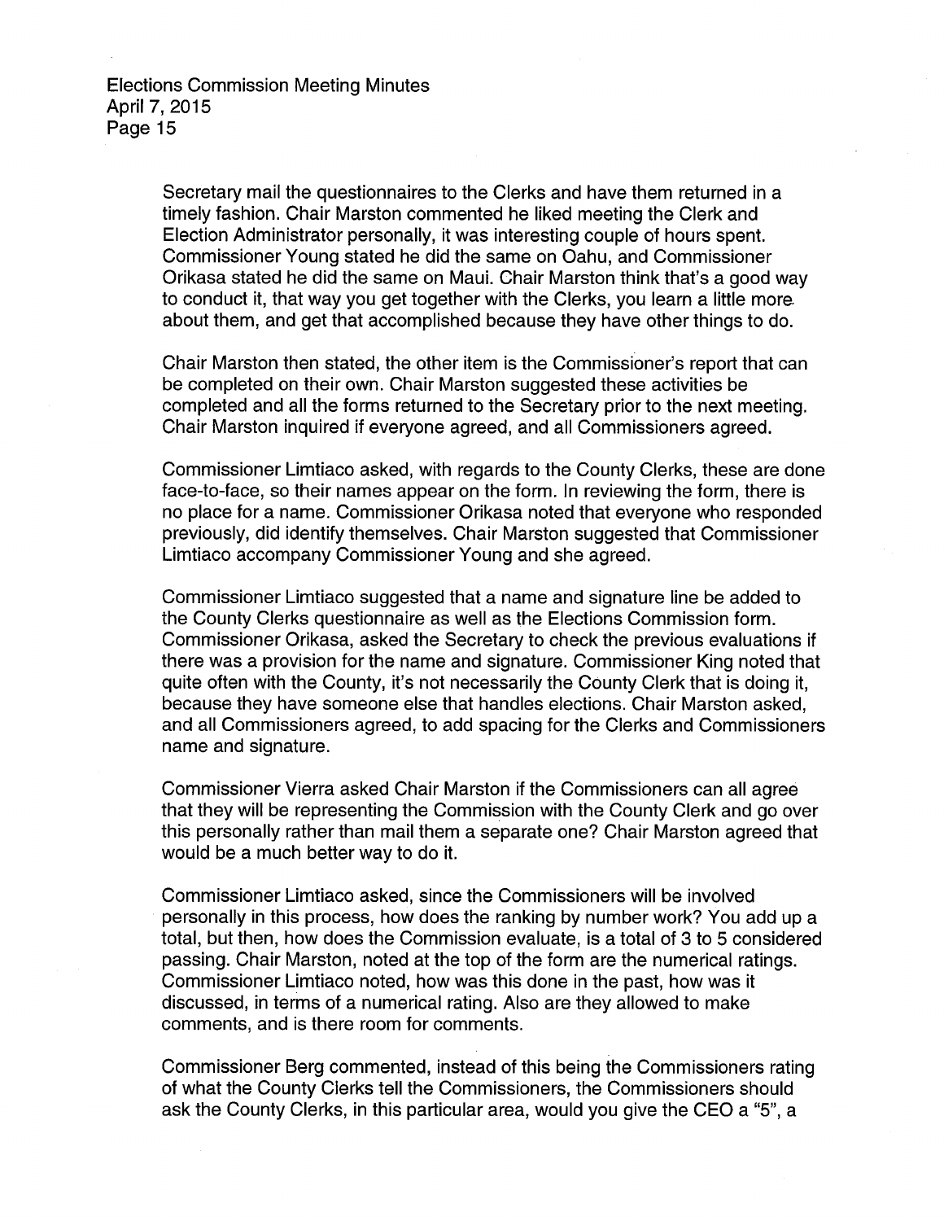Secretary mail the questionnaires to the Clerks and have them returned in a timely fashion. Chair Marston commented he liked meeting the Clerk and Election Administrator personally, it was interesting couple of hours spent. Commissioner Young stated he did the same on Oahu, and Commissioner Orikasa stated he did the same on Maui. Chair Marston think that's a good way to conduct it, that way you get together with the Clerks, you learn a little more about them, and get that accomplished because they have other things to do.

Chair Marston then stated, the other item is the Commissioner's report that can be completed on their own. Chair Marston suggested these activities be completed and all the forms returned to the Secretary prior to the next meeting. Chair Marston inquired if everyone agreed, and all Commissioners agreed.

Commissioner Limtiaco asked, with regards to the County Clerks, these are done face-to-face, so their names appear on the form. In reviewing the form, there is no place for a name. Commissioner Orikasa noted that everyone who responded previously, did identify themselves. Chair Marston suggested that Commissioner Limtiaco accompany Commissioner Young and she agreed.

Commissioner Limtiaco suggested that a name and signature line be added to the County Clerks questionnaire as well as the Elections Commission form. Commissioner Orikasa, asked the Secretary to check the previous evaluations if there was a provision for the name and signature. Commissioner King noted that quite often with the County, it's not necessarily the County Clerk that is doing it, because they have someone else that handles elections. Chair Marston asked, and all Commissioners agreed, to add spacing for the Clerks and Commissioners name and signature.

Commissioner Vierra asked Chair Marston if the Commissioners can all agree that they will be representing the Commission with the County Clerk and go over this personally rather than mail them a separate one? Chair Marston agreed that would be a much better way to do it.

Commissioner Limtiaco asked, since the Commissioners will be involved personally in this process, how does the ranking by number work? You add up a total, but then, how does the Commission evaluate, is a total of 3 to 5 considered passing. Chair Marston, noted at the top of the form are the numerical ratings. Commissioner Limtiaco noted, how was this done in the past, how was it discussed, in terms of a numerical rating. Also are they allowed to make comments, and is there room for comments.

Commissioner Berg commented, instead of this being the Commissioners rating of what the County Clerks tell the Commissioners, the Commissioners should ask the County Clerks, in this particular area, would you give the CEO a "5", a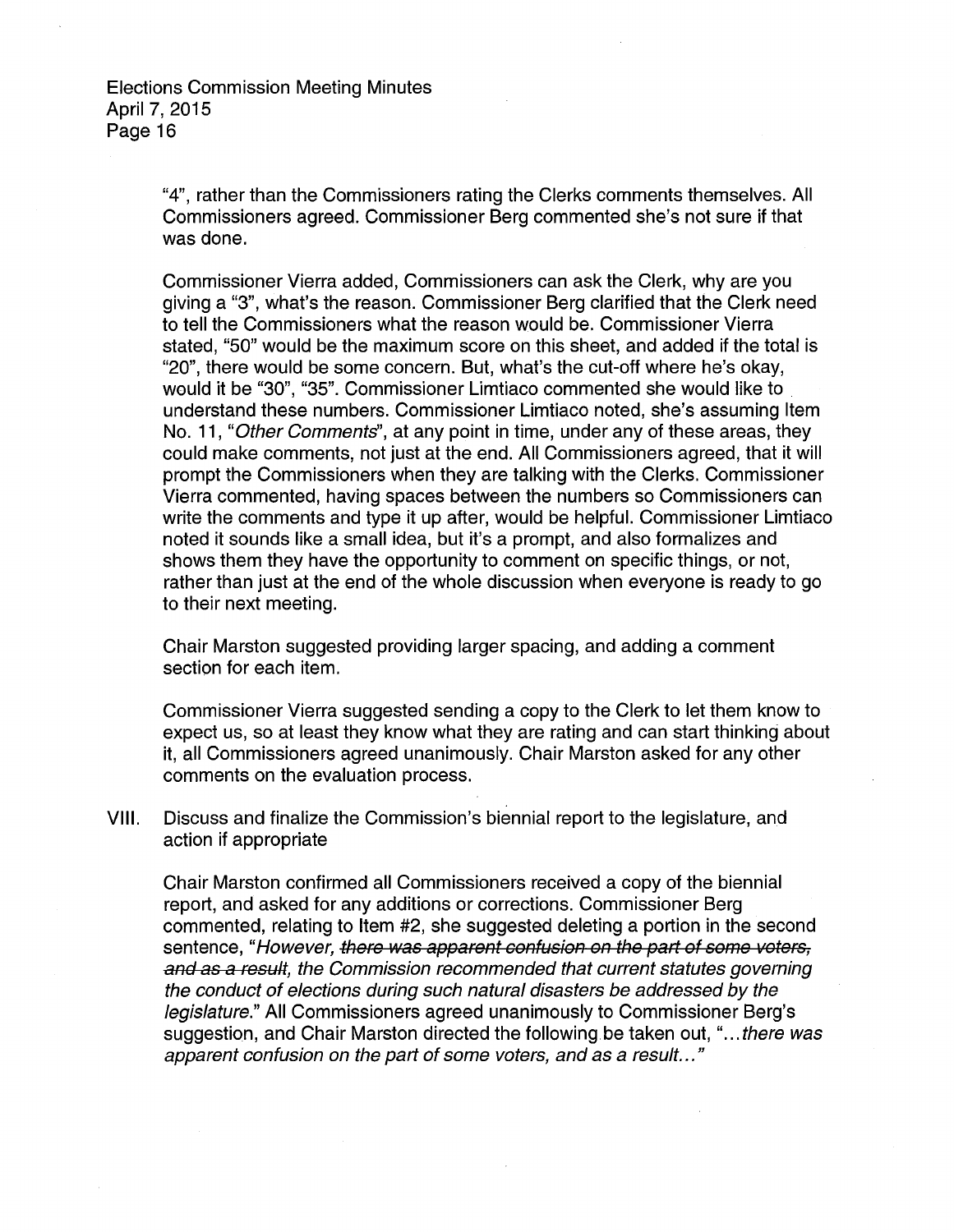"4", rather than the Commissioners rating the Clerks comments themselves. All Commissioners agreed. Commissioner Berg commented she's not sure if that was done.

Commissioner Vierra added, Commissioners can ask the Clerk, why are you giving a "3", what's the reason. Commissioner Berg clarified that the Clerk need to tell the Commissioners what the reason would be. Commissioner Vierra stated, "50" would be the maximum score on this sheet, and added if the total is "20", there would be some concern. But, what's the cut-off where he's okay, would it be "30", "35". Commissioner Limtiaco commented she would like to understand these numbers. Commissioner Limtiaco noted, she's assuming Item No. 11, "*Other Comments*", at any point in time, under any of these areas, they could make comments, not just at the end. All Commissioners agreed, that it will prompt the Commissioners when they are talking with the Clerks. Commissioner Vierra commented, having spaces between the numbers so Commissioners can write the comments and type it up after, would be helpful. Commissioner Limtiaco noted it sounds like a small idea, but it's a prompt, and also formalizes and shows them they have the opportunity to comment on specific things, or not, rather than just at the end of the whole discussion when everyone is ready to go to their next meeting.

Chair Marston suggested providing larger spacing, and adding a comment section for each item.

Commissioner Vierra suggested sending a copy to the Clerk to let them know to expect us, so at least they know what they are rating and can start thinking about it, all Commissioners agreed unanimously. Chair Marston asked for any other comments on the evaluation process.

VIII. Discuss and finalize the Commission's biennial report to the legislature, and action if appropriate

Chair Marston confirmed all Commissioners received a copy of the biennial report, and asked for any additions or corrections. Commissioner Berg commented, relating to Item #2, she suggested deleting a portion in the second sentence, "*However, ~~there was apparent confusion on the part of some voters, and as a result~~, the Commission recommended that current statutes governing the conduct of elections during such natural disasters be addressed by the legislature.*" All Commissioners agreed unanimously to Commissioner Berg's suggestion, and Chair Marston directed the following be taken out, "*…there was apparent confusion on the part of some voters, and as a result…*"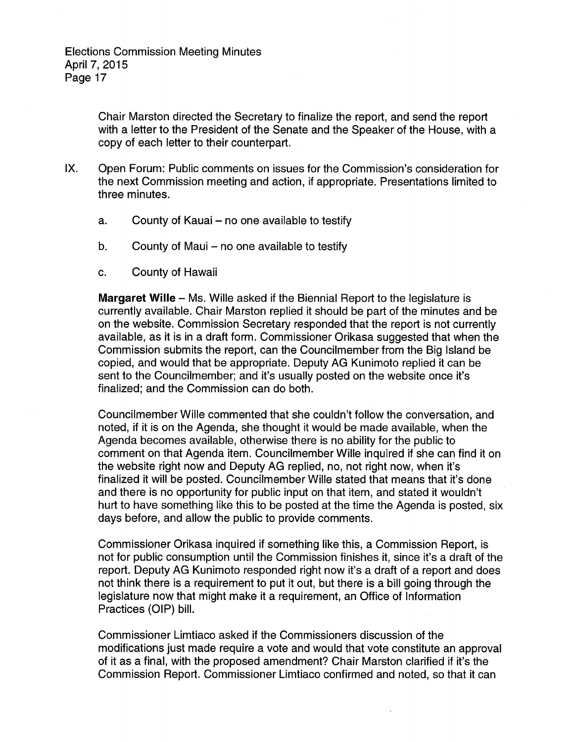Chair Marston directed the Secretary to finalize the report, and send the report with a letter to the President of the Senate and the Speaker of the House, with a copy of each letter to their counterpart.

IX. Open Forum: Public comments on issues for the Commission's consideration for the next Commission meeting and action, if appropriate. Presentations limited to three minutes.

a. County of Kauai – no one available to testify

b. County of Maui – no one available to testify

c. County of Hawaii

**Margaret Wille** – Ms. Wille asked if the Biennial Report to the legislature is currently available. Chair Marston replied it should be part of the minutes and be on the website. Commission Secretary responded that the report is not currently available, as it is in a draft form. Commissioner Orikasa suggested that when the Commission submits the report, can the Councilmember from the Big Island be copied, and would that be appropriate. Deputy AG Kunimoto replied it can be sent to the Councilmember; and it's usually posted on the website once it's finalized; and the Commission can do both.

Councilmember Wille commented that she couldn't follow the conversation, and noted, if it is on the Agenda, she thought it would be made available, when the Agenda becomes available, otherwise there is no ability for the public to comment on that Agenda item. Councilmember Wille inquired if she can find it on the website right now and Deputy AG replied, no, not right now, when it's finalized it will be posted. Councilmember Wille stated that means that it's done and there is no opportunity for public input on that item, and stated it wouldn't hurt to have something like this to be posted at the time the Agenda is posted, six days before, and allow the public to provide comments.

Commissioner Orikasa inquired if something like this, a Commission Report, is not for public consumption until the Commission finishes it, since it's a draft of the report. Deputy AG Kunimoto responded right now it's a draft of a report and does not think there is a requirement to put it out, but there is a bill going through the legislature now that might make it a requirement, an Office of Information Practices (OIP) bill.

Commissioner Limtiaco asked if the Commissioners discussion of the modifications just made require a vote and would that vote constitute an approval of it as a final, with the proposed amendment? Chair Marston clarified if it's the Commission Report. Commissioner Limtiaco confirmed and noted, so that it can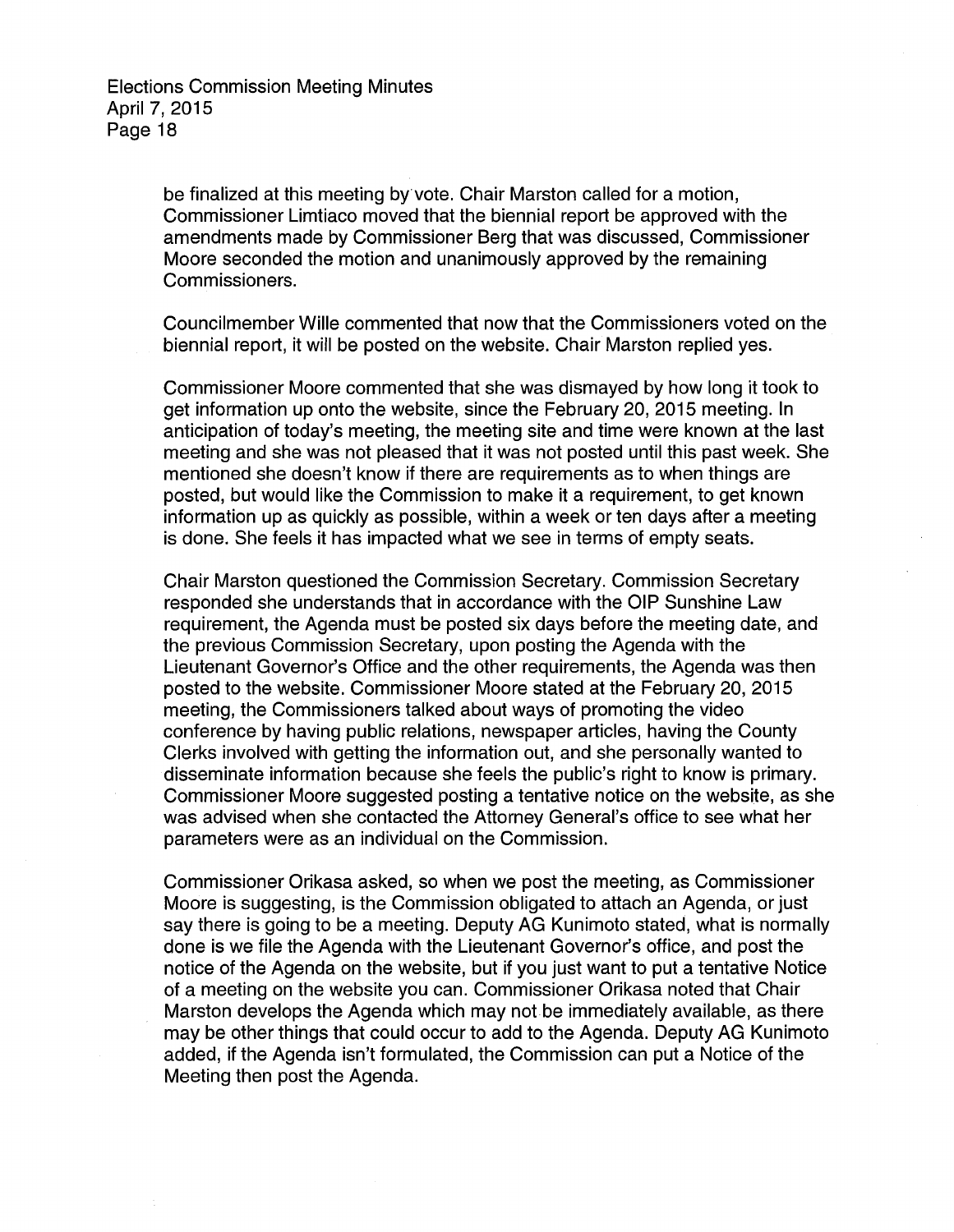be finalized at this meeting by vote. Chair Marston called for a motion, Commissioner Limtiaco moved that the biennial report be approved with the amendments made by Commissioner Berg that was discussed, Commissioner Moore seconded the motion and unanimously approved by the remaining Commissioners.

Councilmember Wille commented that now that the Commissioners voted on the biennial report, it will be posted on the website. Chair Marston replied yes.

Commissioner Moore commented that she was dismayed by how long it took to get information up onto the website, since the February 20, 2015 meeting. In anticipation of today's meeting, the meeting site and time were known at the last meeting and she was not pleased that it was not posted until this past week. She mentioned she doesn't know if there are requirements as to when things are posted, but would like the Commission to make it a requirement, to get known information up as quickly as possible, within a week or ten days after a meeting is done. She feels it has impacted what we see in terms of empty seats.

Chair Marston questioned the Commission Secretary. Commission Secretary responded she understands that in accordance with the OIP Sunshine Law requirement, the Agenda must be posted six days before the meeting date, and the previous Commission Secretary, upon posting the Agenda with the Lieutenant Governor's Office and the other requirements, the Agenda was then posted to the website. Commissioner Moore stated at the February 20, 2015 meeting, the Commissioners talked about ways of promoting the video conference by having public relations, newspaper articles, having the County Clerks involved with getting the information out, and she personally wanted to disseminate information because she feels the public's right to know is primary. Commissioner Moore suggested posting a tentative notice on the website, as she was advised when she contacted the Attorney General's office to see what her parameters were as an individual on the Commission.

Commissioner Orikasa asked, so when we post the meeting, as Commissioner Moore is suggesting, is the Commission obligated to attach an Agenda, or just say there is going to be a meeting. Deputy AG Kunimoto stated, what is normally done is we file the Agenda with the Lieutenant Governor's office, and post the notice of the Agenda on the website, but if you just want to put a tentative Notice of a meeting on the website you can. Commissioner Orikasa noted that Chair Marston develops the Agenda which may not be immediately available, as there may be other things that could occur to add to the Agenda. Deputy AG Kunimoto added, if the Agenda isn't formulated, the Commission can put a Notice of the Meeting then post the Agenda.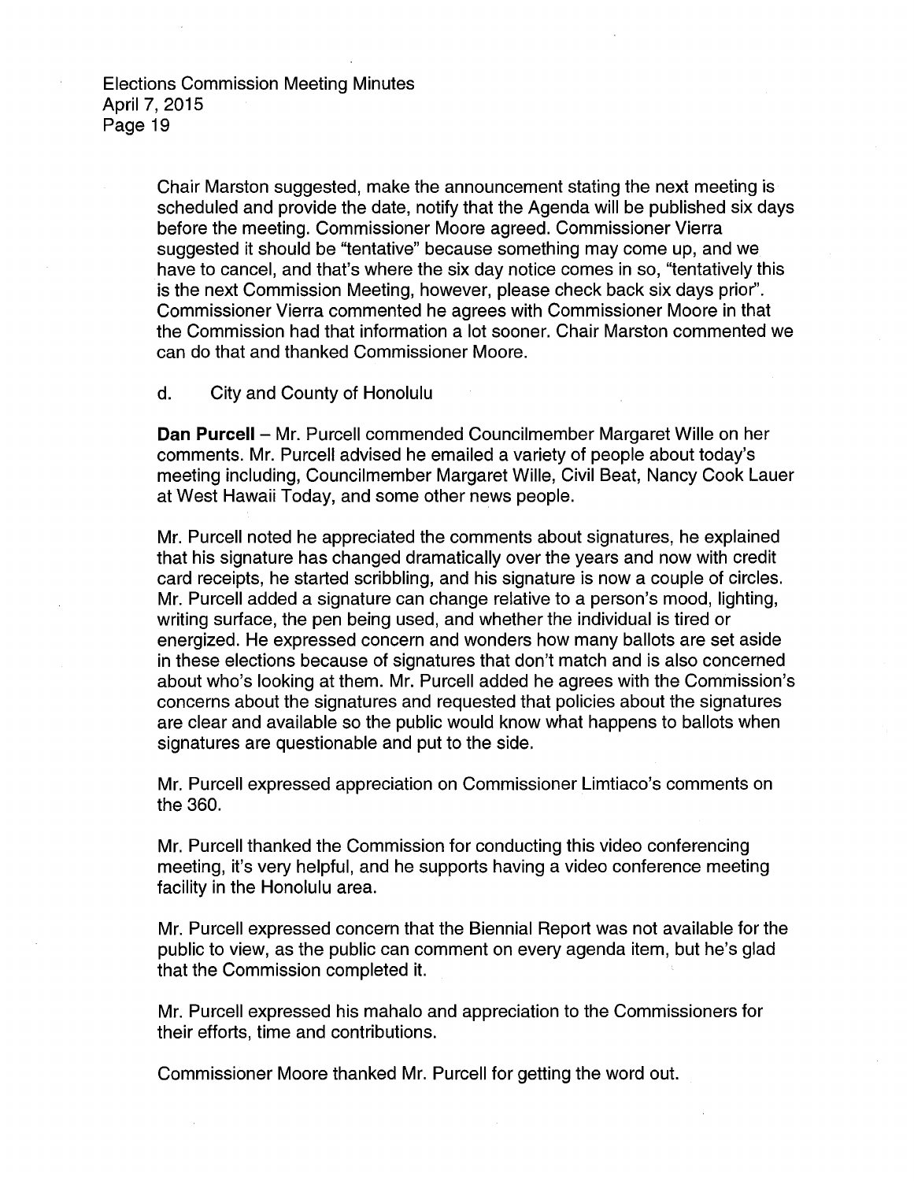Chair Marston suggested, make the announcement stating the next meeting is scheduled and provide the date, notify that the Agenda will be published six days before the meeting. Commissioner Moore agreed. Commissioner Vierra suggested it should be "tentative" because something may come up, and we have to cancel, and that's where the six day notice comes in so, "tentatively this is the next Commission Meeting, however, please check back six days prior". Commissioner Vierra commented he agrees with Commissioner Moore in that the Commission had that information a lot sooner. Chair Marston commented we can do that and thanked Commissioner Moore.

d. City and County of Honolulu

**Dan Purcell** – Mr. Purcell commended Councilmember Margaret Wille on her comments. Mr. Purcell advised he emailed a variety of people about today's meeting including, Councilmember Margaret Wille, Civil Beat, Nancy Cook Lauer at West Hawaii Today, and some other news people.

Mr. Purcell noted he appreciated the comments about signatures, he explained that his signature has changed dramatically over the years and now with credit card receipts, he started scribbling, and his signature is now a couple of circles. Mr. Purcell added a signature can change relative to a person's mood, lighting, writing surface, the pen being used, and whether the individual is tired or energized. He expressed concern and wonders how many ballots are set aside in these elections because of signatures that don't match and is also concerned about who's looking at them. Mr. Purcell added he agrees with the Commission's concerns about the signatures and requested that policies about the signatures are clear and available so the public would know what happens to ballots when signatures are questionable and put to the side.

Mr. Purcell expressed appreciation on Commissioner Limtiaco's comments on the 360.

Mr. Purcell thanked the Commission for conducting this video conferencing meeting, it's very helpful, and he supports having a video conference meeting facility in the Honolulu area.

Mr. Purcell expressed concern that the Biennial Report was not available for the public to view, as the public can comment on every agenda item, but he's glad that the Commission completed it.

Mr. Purcell expressed his mahalo and appreciation to the Commissioners for their efforts, time and contributions.

Commissioner Moore thanked Mr. Purcell for getting the word out.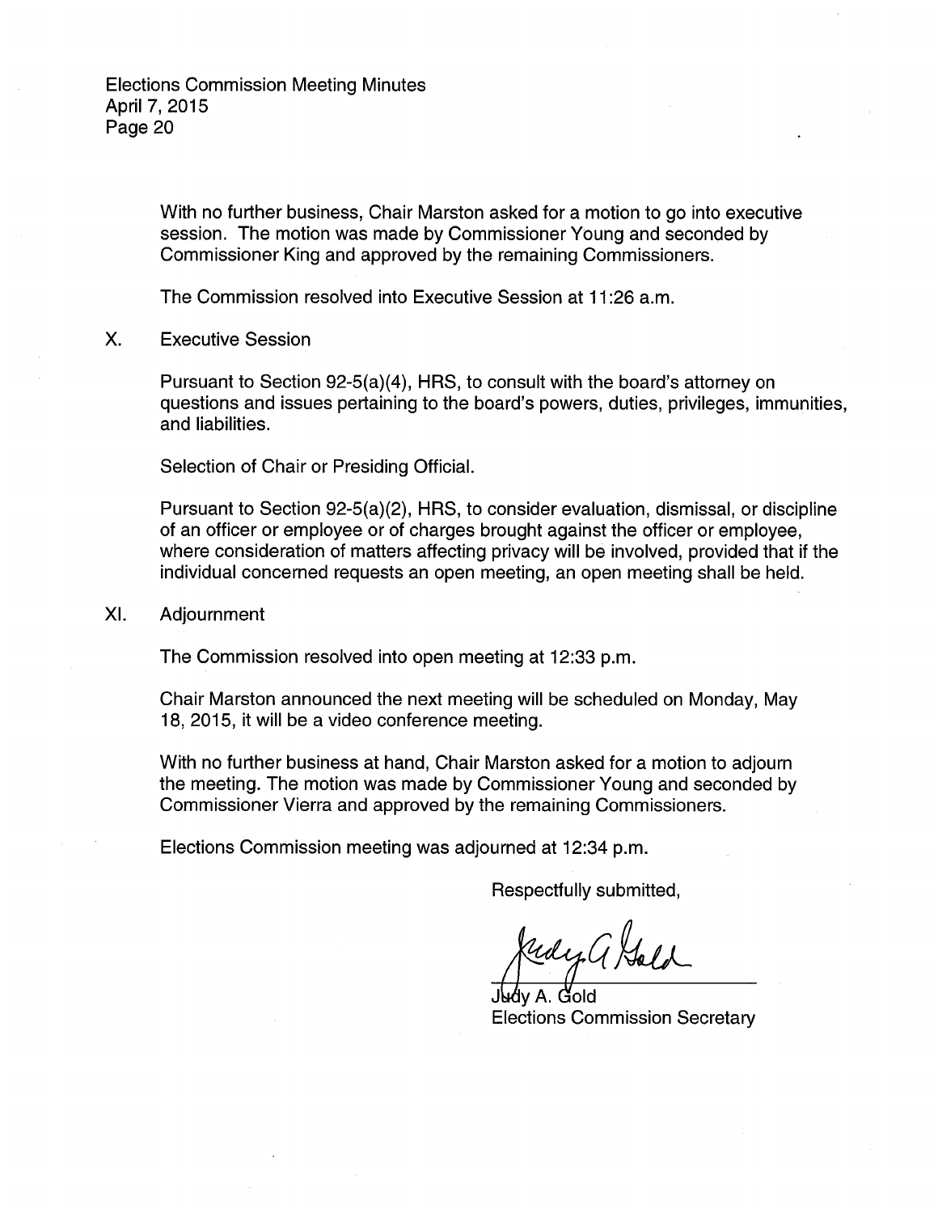With no further business, Chair Marston asked for a motion to go into executive session. The motion was made by Commissioner Young and seconded by Commissioner King and approved by the remaining Commissioners.

The Commission resolved into Executive Session at 11:26 a.m.

## X. Executive Session

Pursuant to Section 92-5(a)(4), HRS, to consult with the board's attorney on questions and issues pertaining to the board's powers, duties, privileges, immunities, and liabilities.

Selection of Chair or Presiding Official.

Pursuant to Section 92-5(a)(2), HRS, to consider evaluation, dismissal, or discipline of an officer or employee or of charges brought against the officer or employee, where consideration of matters affecting privacy will be involved, provided that if the individual concerned requests an open meeting, an open meeting shall be held.

## XI. Adjournment

The Commission resolved into open meeting at 12:33 p.m.

Chair Marston announced the next meeting will be scheduled on Monday, May 18, 2015, it will be a video conference meeting.

With no further business at hand, Chair Marston asked for a motion to adjourn the meeting. The motion was made by Commissioner Young and seconded by Commissioner Vierra and approved by the remaining Commissioners.

Elections Commission meeting was adjourned at 12:34 p.m.

Respectfully submitted,

Judy A. Gold
Elections Commission Secretary